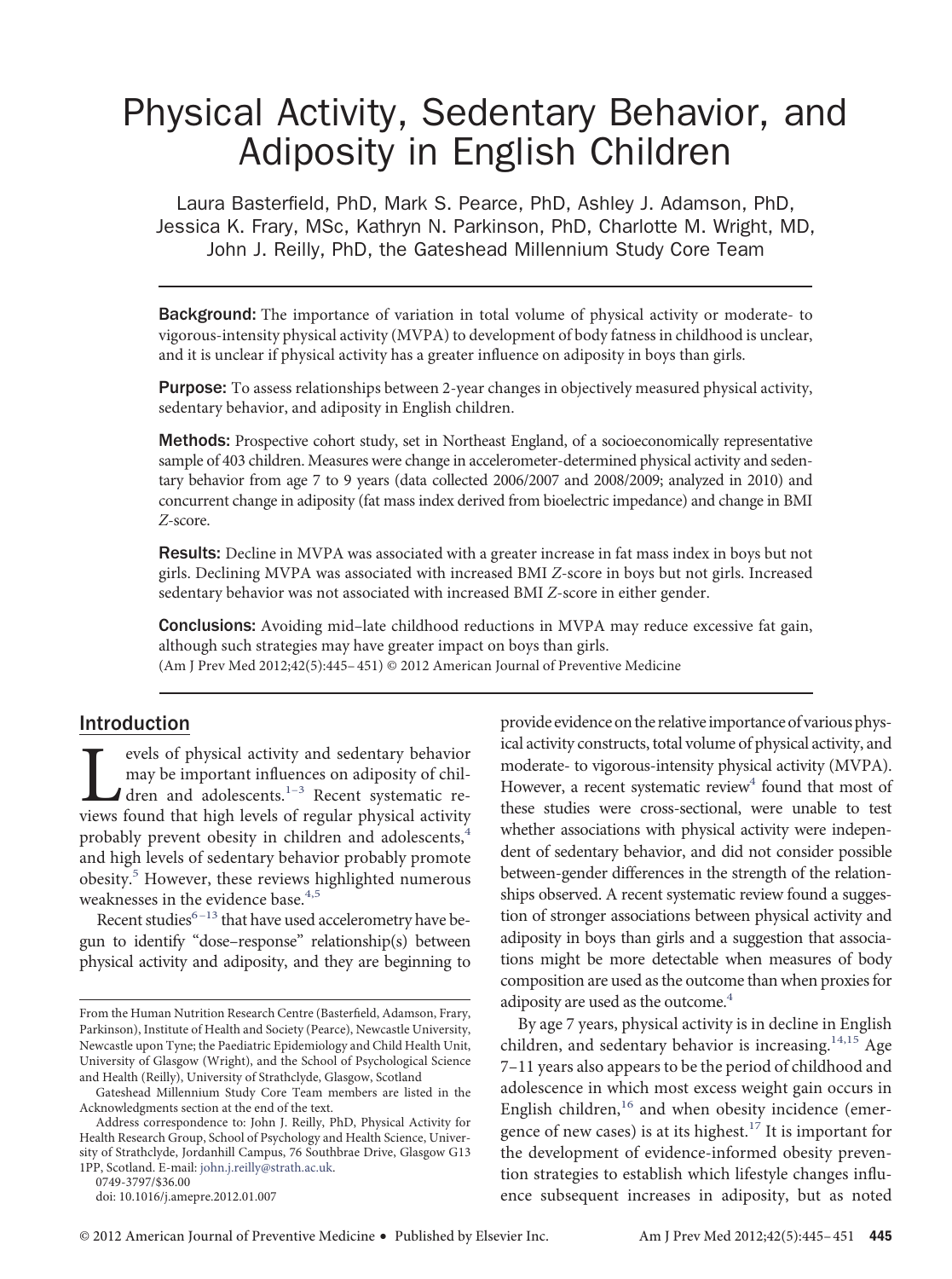# Physical Activity, Sedentary Behavior, and Adiposity in English Children

Laura Basterfield, PhD, Mark S. Pearce, PhD, Ashley J. Adamson, PhD, Jessica K. Frary, MSc, Kathryn N. Parkinson, PhD, Charlotte M. Wright, MD, John J. Reilly, PhD, the Gateshead Millennium Study Core Team

**Background:** The importance of variation in total volume of physical activity or moderate- to vigorous-intensity physical activity (MVPA) to development of body fatness in childhood is unclear, and it is unclear if physical activity has a greater influence on adiposity in boys than girls.

**Purpose:** To assess relationships between 2-year changes in objectively measured physical activity, sedentary behavior, and adiposity in English children.

**Methods:** Prospective cohort study, set in Northeast England, of a socioeconomically representative sample of 403 children. Measures were change in accelerometer-determined physical activity and sedentary behavior from age 7 to 9 years (data collected 2006/2007 and 2008/2009; analyzed in 2010) and concurrent change in adiposity (fat mass index derived from bioelectric impedance) and change in BMI *Z*-score.

**Results:** Decline in MVPA was associated with a greater increase in fat mass index in boys but not girls. Declining MVPA was associated with increased BMI *Z*-score in boys but not girls. Increased sedentary behavior was not associated with increased BMI *Z*-score in either gender.

**Conclusions:** Avoiding mid–late childhood reductions in MVPA may reduce excessive fat gain, although such strategies may have greater impact on boys than girls.

(Am J Prev Med 2012;42(5):445–451) © 2012 American Journal of Preventive Medicine

## Introduction

Levels of physical activity and sedentary behavior may be important influences on adiposity of children and adolescents.[1–3] Recent systematic reviews found that high levels of regular physical activity probably prevent obesity in children and adolescents,[4] and high levels of sedentary behavior probably promote obesity.[5] However, these reviews highlighted numerous weaknesses in the evidence base.[4,5]

Recent studies[6–13] that have used accelerometry have begun to identify "dose–response" relationship(s) between physical activity and adiposity, and they are beginning to provide evidence on the relative importance of various physical activity constructs, total volume of physical activity, and moderate- to vigorous-intensity physical activity (MVPA). However, a recent systematic review[4] found that most of these studies were cross-sectional, were unable to test whether associations with physical activity were independent of sedentary behavior, and did not consider possible between-gender differences in the strength of the relationships observed. A recent systematic review found a suggestion of stronger associations between physical activity and adiposity in boys than girls and a suggestion that associations might be more detectable when measures of body composition are used as the outcome than when proxies for adiposity are used as the outcome.[4]

By age 7 years, physical activity is in decline in English children, and sedentary behavior is increasing.[14,15] Age 7–11 years also appears to be the period of childhood and adolescence in which most excess weight gain occurs in English children,[16] and when obesity incidence (emergence of new cases) is at its highest.[17] It is important for the development of evidence-informed obesity prevention strategies to establish which lifestyle changes influence subsequent increases in adiposity, but as noted

From the Human Nutrition Research Centre (Basterfield, Adamson, Frary, Parkinson), Institute of Health and Society (Pearce), Newcastle University, Newcastle upon Tyne; the Paediatric Epidemiology and Child Health Unit, University of Glasgow (Wright), and the School of Psychological Science and Health (Reilly), University of Strathclyde, Glasgow, Scotland

Gateshead Millennium Study Core Team members are listed in the Acknowledgments section at the end of the text.

Address correspondence to: John J. Reilly, PhD, Physical Activity for Health Research Group, School of Psychology and Health Science, University of Strathclyde, Jordanhill Campus, 76 Southbrae Drive, Glasgow G13 1PP, Scotland. E-mail: john.j.reilly@strath.ac.uk.

0749-3797/$36.00

doi: 10.1016/j.amepre.2012.01.007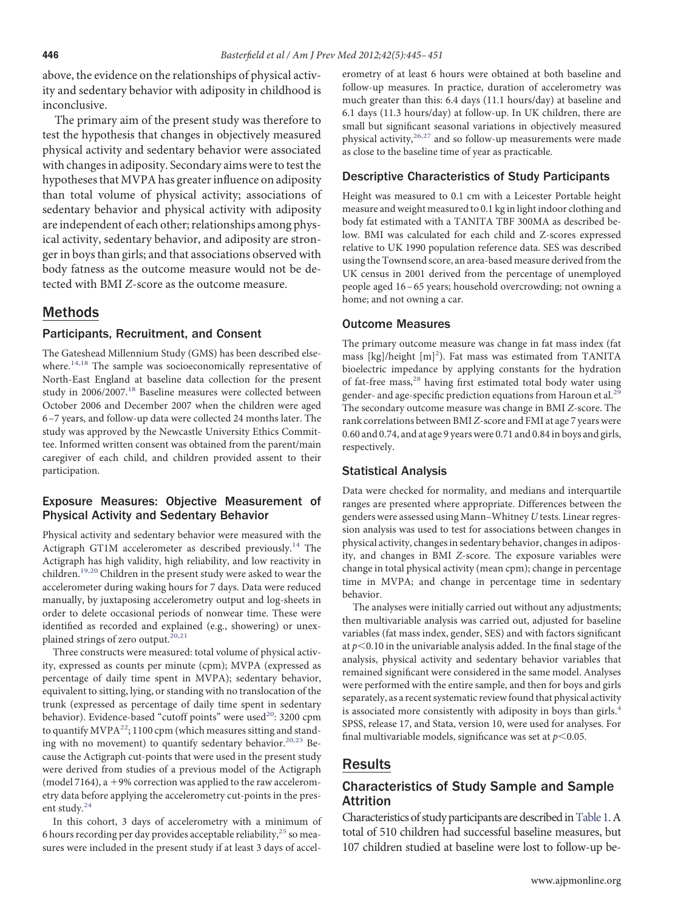above, the evidence on the relationships of physical activity and sedentary behavior with adiposity in childhood is inconclusive.

The primary aim of the present study was therefore to test the hypothesis that changes in objectively measured physical activity and sedentary behavior were associated with changes in adiposity. Secondary aims were to test the hypotheses that MVPA has greater influence on adiposity than total volume of physical activity; associations of sedentary behavior and physical activity with adiposity are independent of each other; relationships among physical activity, sedentary behavior, and adiposity are stronger in boys than girls; and that associations observed with body fatness as the outcome measure would not be detected with BMI *Z*-score as the outcome measure.

## Methods

### Participants, Recruitment, and Consent

The Gateshead Millennium Study (GMS) has been described elsewhere.[14,18] The sample was socioeconomically representative of North-East England at baseline data collection for the present study in 2006/2007.[18] Baseline measures were collected between October 2006 and December 2007 when the children were aged 6–7 years, and follow-up data were collected 24 months later. The study was approved by the Newcastle University Ethics Committee. Informed written consent was obtained from the parent/main caregiver of each child, and children provided assent to their participation.

### Exposure Measures: Objective Measurement of Physical Activity and Sedentary Behavior

Physical activity and sedentary behavior were measured with the Actigraph GT1M accelerometer as described previously.[14] The Actigraph has high validity, high reliability, and low reactivity in children.[19,20] Children in the present study were asked to wear the accelerometer during waking hours for 7 days. Data were reduced manually, by juxtaposing accelerometry output and log-sheets in order to delete occasional periods of nonwear time. These were identified as recorded and explained (e.g., showering) or unexplained strings of zero output.[20,21]

Three constructs were measured: total volume of physical activity, expressed as counts per minute (cpm); MVPA (expressed as percentage of daily time spent in MVPA); sedentary behavior, equivalent to sitting, lying, or standing with no translocation of the trunk (expressed as percentage of daily time spent in sedentary behavior). Evidence-based "cutoff points" were used[20]: 3200 cpm to quantify MVPA[22]; 1100 cpm (which measures sitting and standing with no movement) to quantify sedentary behavior.[20,23] Because the Actigraph cut-points that were used in the present study were derived from studies of a previous model of the Actigraph (model 7164), a +9% correction was applied to the raw accelerometry data before applying the accelerometry cut-points in the present study.[24]

In this cohort, 3 days of accelerometry with a minimum of 6 hours recording per day provides acceptable reliability,[25] so measures were included in the present study if at least 3 days of accelerometry of at least 6 hours were obtained at both baseline and follow-up measures. In practice, duration of accelerometry was much greater than this: 6.4 days (11.1 hours/day) at baseline and 6.1 days (11.3 hours/day) at follow-up. In UK children, there are small but significant seasonal variations in objectively measured physical activity,[26,27] and so follow-up measurements were made as close to the baseline time of year as practicable.

### Descriptive Characteristics of Study Participants

Height was measured to 0.1 cm with a Leicester Portable height measure and weight measured to 0.1 kg in light indoor clothing and body fat estimated with a TANITA TBF 300MA as described below. BMI was calculated for each child and Z-scores expressed relative to UK 1990 population reference data. SES was described using the Townsend score, an area-based measure derived from the UK census in 2001 derived from the percentage of unemployed people aged 16–65 years; household overcrowding; not owning a home; and not owning a car.

### Outcome Measures

The primary outcome measure was change in fat mass index (fat mass [kg]/height [m$^2$]). Fat mass was estimated from TANITA bioelectric impedance by applying constants for the hydration of fat-free mass,[28] having first estimated total body water using gender- and age-specific prediction equations from Haroun et al.[29] The secondary outcome measure was change in BMI *Z*-score. The rank correlations between BMI *Z*-score and FMI at age 7 years were 0.60 and 0.74, and at age 9 years were 0.71 and 0.84 in boys and girls, respectively.

### Statistical Analysis

Data were checked for normality, and medians and interquartile ranges are presented where appropriate. Differences between the genders were assessed using Mann–Whitney *U* tests. Linear regression analysis was used to test for associations between changes in physical activity, changes in sedentary behavior, changes in adiposity, and changes in BMI *Z*-score. The exposure variables were change in total physical activity (mean cpm); change in percentage time in MVPA; and change in percentage time in sedentary behavior.

The analyses were initially carried out without any adjustments; then multivariable analysis was carried out, adjusted for baseline variables (fat mass index, gender, SES) and with factors significant at $p<0.10$ in the univariable analysis added. In the final stage of the analysis, physical activity and sedentary behavior variables that remained significant were considered in the same model. Analyses were performed with the entire sample, and then for boys and girls separately, as a recent systematic review found that physical activity is associated more consistently with adiposity in boys than girls.[4] SPSS, release 17, and Stata, version 10, were used for analyses. For final multivariable models, significance was set at $p<0.05$.

## Results

### Characteristics of Study Sample and Sample Attrition

Characteristics of study participants are described in Table 1. A total of 510 children had successful baseline measures, but 107 children studied at baseline were lost to follow-up be-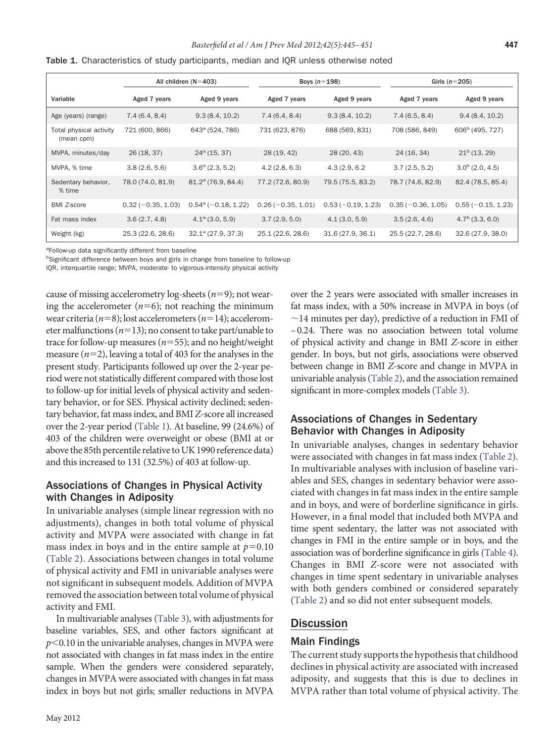**Table 1.** Characteristics of study participants, median and IQR unless noted otherwise

| Variable | All children (N=403) | | Boys (n=198) | | Girls (n=205) | |
|---|---|---|---|---|---|---|
| | Aged 7 years | Aged 9 years | Aged 7 years | Aged 9 years | Aged 7 years | Aged 9 years |
| Age (years) (range) | 7.4 (6.4, 8.4) | 9.3 (8.4, 10.2) | 7.4 (6.4, 8.4) | 9.3 (8.4, 10.2) | 7.4 (6.5, 8.4) | 9.4 (8.4, 10.2) |
| Total physical activity (mean cpm) | 721 (600, 866) | 643[a] (524, 786) | 731 (623, 876) | 688 (569, 831) | 708 (586, 849) | 606[b] (495, 727) |
| MVPA, minutes/day | 26 (18, 37) | 24[a] (15, 37) | 28 (19, 42) | 28 (20, 43) | 24 (16, 34) | 21[b] (13, 29) |
| MVPA, % time | 3.8 (2.6, 5.6) | 3.6[a] (2.3, 5.2) | 4.2 (2.8, 6.3) | 4.3 (2.9, 6.2 | 3.7 (2.5, 5.2) | 3.0[b] (2.0, 4.5) |
| Sedentary behavior, % time | 78.0 (74.0, 81.9) | 81.2[a] (76.9, 84.4) | 77.2 (72.6, 80.9) | 79.5 (75.5, 83.2) | 78.7 (74.6, 82.9) | 82.4 (78.5, 85.4) |
| BMI *Z*-score | 0.32 (−0.35, 1.03) | 0.54[a] (−0.18, 1.22) | 0.26 (−0.35, 1.01) | 0.53 (−0.19, 1.23) | 0.35 (−0.36, 1.05) | 0.55 (−0.15, 1.23) |
| Fat mass index | 3.6 (2.7, 4.8) | 4.1[a] (3.0, 5.9) | 3.7 (2.9, 5.0) | 4.1 (3.0, 5.9) | 3.5 (2.6, 4.6) | 4.7[b] (3.3, 6.0) |
| Weight (kg) | 25.3 (22.6, 28.6) | 32.1[a] (27.9, 37.3) | 25.1 (22.6, 28.6) | 31.6 (27.9, 36.1) | 25.5 (22.7, 28.6) | 32.6 (27.9, 38.0) |

[a]Follow-up data significantly different from baseline

[b]Significant difference between boys and girls in change from baseline to follow-up

IQR, interquartile range; MVPA, moderate- to vigorous-intensity physical activity

cause of missing accelerometry log-sheets ($n=9$); not wearing the accelerometer ($n=6$); not reaching the minimum wear criteria ($n=8$); lost accelerometers ($n=14$); accelerometer malfunctions ($n=13$); no consent to take part/unable to trace for follow-up measures ($n=55$); and no height/weight measure ($n=2$), leaving a total of 403 for the analyses in the present study. Participants followed up over the 2-year period were not statistically different compared with those lost to follow-up for initial levels of physical activity and sedentary behavior, or for SES. Physical activity declined; sedentary behavior, fat mass index, and BMI *Z*-score all increased over the 2-year period (Table 1). At baseline, 99 (24.6%) of 403 of the children were overweight or obese (BMI at or above the 85th percentile relative to UK 1990 reference data) and this increased to 131 (32.5%) of 403 at follow-up.

### Associations of Changes in Physical Activity with Changes in Adiposity

In univariable analyses (simple linear regression with no adjustments), changes in both total volume of physical activity and MVPA were associated with change in fat mass index in boys and in the entire sample at $p=0.10$ (Table 2). Associations between changes in total volume of physical activity and FMI in univariable analyses were not significant in subsequent models. Addition of MVPA removed the association between total volume of physical activity and FMI.

In multivariable analyses (Table 3), with adjustments for baseline variables, SES, and other factors significant at $p<0.10$ in the univariable analyses, changes in MVPA were not associated with changes in fat mass index in the entire sample. When the genders were considered separately, changes in MVPA were associated with changes in fat mass index in boys but not girls; smaller reductions in MVPA over the 2 years were associated with smaller increases in fat mass index, with a 50% increase in MVPA in boys (of ~14 minutes per day), predictive of a reduction in FMI of −0.24. There was no association between total volume of physical activity and change in BMI *Z*-score in either gender. In boys, but not girls, associations were observed between change in BMI *Z*-score and change in MVPA in univariable analysis (Table 2), and the association remained significant in more-complex models (Table 3).

### Associations of Changes in Sedentary Behavior with Changes in Adiposity

In univariable analyses, changes in sedentary behavior were associated with changes in fat mass index (Table 2). In multivariable analyses with inclusion of baseline variables and SES, changes in sedentary behavior were associated with changes in fat mass index in the entire sample and in boys, and were of borderline significance in girls. However, in a final model that included both MVPA and time spent sedentary, the latter was not associated with changes in FMI in the entire sample or in boys, and the association was of borderline significance in girls (Table 4). Changes in BMI *Z*-score were not associated with changes in time spent sedentary in univariable analyses with both genders combined or considered separately (Table 2) and so did not enter subsequent models.

## Discussion

### Main Findings

The current study supports the hypothesis that childhood declines in physical activity are associated with increased adiposity, and suggests that this is due to declines in MVPA rather than total volume of physical activity. The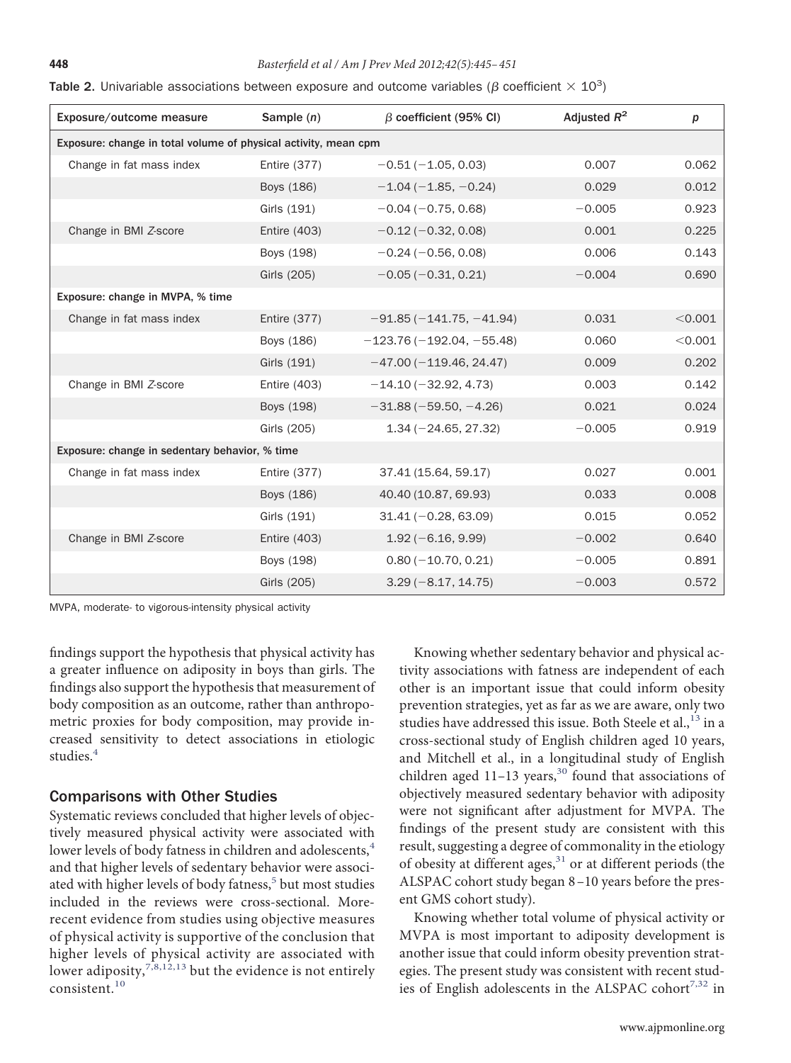**Table 2.** Univariable associations between exposure and outcome variables ($\beta$ coefficient $\times 10^3$)

| Exposure/outcome measure | Sample (*n*) | $\beta$ coefficient (95% CI) | Adjusted $R^2$ | *p* |
|---|---|---|---|---|
| **Exposure: change in total volume of physical activity, mean cpm** | | | | |
| Change in fat mass index | Entire (377) | −0.51 (−1.05, 0.03) | 0.007 | 0.062 |
| | Boys (186) | −1.04 (−1.85, −0.24) | 0.029 | 0.012 |
| | Girls (191) | −0.04 (−0.75, 0.68) | −0.005 | 0.923 |
| Change in BMI *Z*-score | Entire (403) | −0.12 (−0.32, 0.08) | 0.001 | 0.225 |
| | Boys (198) | −0.24 (−0.56, 0.08) | 0.006 | 0.143 |
| | Girls (205) | −0.05 (−0.31, 0.21) | −0.004 | 0.690 |
| **Exposure: change in MVPA, % time** | | | | |
| Change in fat mass index | Entire (377) | −91.85 (−141.75, −41.94) | 0.031 | <0.001 |
| | Boys (186) | −123.76 (−192.04, −55.48) | 0.060 | <0.001 |
| | Girls (191) | −47.00 (−119.46, 24.47) | 0.009 | 0.202 |
| Change in BMI *Z*-score | Entire (403) | −14.10 (−32.92, 4.73) | 0.003 | 0.142 |
| | Boys (198) | −31.88 (−59.50, −4.26) | 0.021 | 0.024 |
| | Girls (205) | 1.34 (−24.65, 27.32) | −0.005 | 0.919 |
| **Exposure: change in sedentary behavior, % time** | | | | |
| Change in fat mass index | Entire (377) | 37.41 (15.64, 59.17) | 0.027 | 0.001 |
| | Boys (186) | 40.40 (10.87, 69.93) | 0.033 | 0.008 |
| | Girls (191) | 31.41 (−0.28, 63.09) | 0.015 | 0.052 |
| Change in BMI *Z*-score | Entire (403) | 1.92 (−6.16, 9.99) | −0.002 | 0.640 |
| | Boys (198) | 0.80 (−10.70, 0.21) | −0.005 | 0.891 |
| | Girls (205) | 3.29 (−8.17, 14.75) | −0.003 | 0.572 |

MVPA, moderate- to vigorous-intensity physical activity

findings support the hypothesis that physical activity has a greater influence on adiposity in boys than girls. The findings also support the hypothesis that measurement of body composition as an outcome, rather than anthropometric proxies for body composition, may provide increased sensitivity to detect associations in etiologic studies.[4]

## Comparisons with Other Studies

Systematic reviews concluded that higher levels of objectively measured physical activity were associated with lower levels of body fatness in children and adolescents,[4] and that higher levels of sedentary behavior were associated with higher levels of body fatness,[5] but most studies included in the reviews were cross-sectional. More-recent evidence from studies using objective measures of physical activity is supportive of the conclusion that higher levels of physical activity are associated with lower adiposity,[7,8,12,13] but the evidence is not entirely consistent.[10]

Knowing whether sedentary behavior and physical activity associations with fatness are independent of each other is an important issue that could inform obesity prevention strategies, yet as far as we are aware, only two studies have addressed this issue. Both Steele et al.,[13] in a cross-sectional study of English children aged 10 years, and Mitchell et al., in a longitudinal study of English children aged 11–13 years,[30] found that associations of objectively measured sedentary behavior with adiposity were not significant after adjustment for MVPA. The findings of the present study are consistent with this result, suggesting a degree of commonality in the etiology of obesity at different ages,[31] or at different periods (the ALSPAC cohort study began 8–10 years before the present GMS cohort study).

Knowing whether total volume of physical activity or MVPA is most important to adiposity development is another issue that could inform obesity prevention strategies. The present study was consistent with recent studies of English adolescents in the ALSPAC cohort[7,32] in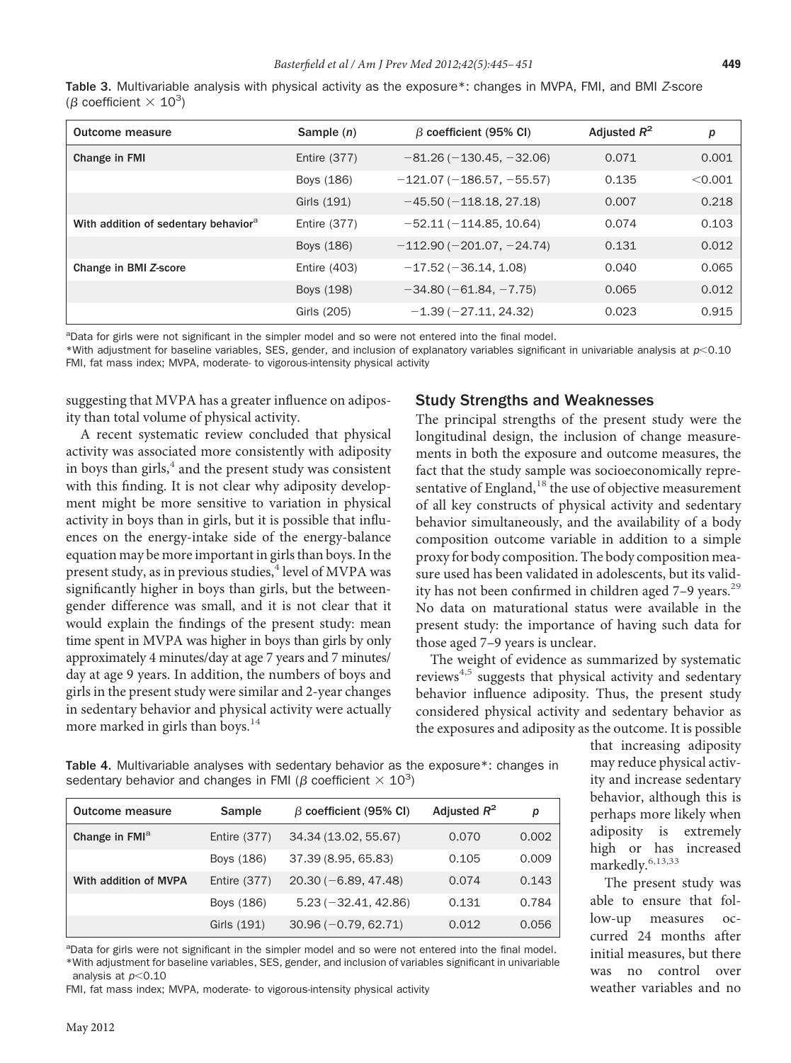**Table 3.** Multivariable analysis with physical activity as the exposure*: changes in MVPA, FMI, and BMI *Z*-score ($\beta$ coefficient $\times 10^3$)

| Outcome measure | Sample (*n*) | $\beta$ coefficient (95% CI) | Adjusted $R^2$ | *p* |
|---|---|---|---|---|
| **Change in FMI** | Entire (377) | −81.26 (−130.45, −32.06) | 0.071 | 0.001 |
| | Boys (186) | −121.07 (−186.57, −55.57) | 0.135 | <0.001 |
| | Girls (191) | −45.50 (−118.18, 27.18) | 0.007 | 0.218 |
| **With addition of sedentary behavior**[a] | Entire (377) | −52.11 (−114.85, 10.64) | 0.074 | 0.103 |
| | Boys (186) | −112.90 (−201.07, −24.74) | 0.131 | 0.012 |
| **Change in BMI *Z*-score** | Entire (403) | −17.52 (−36.14, 1.08) | 0.040 | 0.065 |
| | Boys (198) | −34.80 (−61.84, −7.75) | 0.065 | 0.012 |
| | Girls (205) | −1.39 (−27.11, 24.32) | 0.023 | 0.915 |

[a]Data for girls were not significant in the simpler model and so were not entered into the final model.
*With adjustment for baseline variables, SES, gender, and inclusion of explanatory variables significant in univariable analysis at $p<0.10$
FMI, fat mass index; MVPA, moderate- to vigorous-intensity physical activity

suggesting that MVPA has a greater influence on adiposity than total volume of physical activity.

A recent systematic review concluded that physical activity was associated more consistently with adiposity in boys than girls,[4] and the present study was consistent with this finding. It is not clear why adiposity development might be more sensitive to variation in physical activity in boys than in girls, but it is possible that influences on the energy-intake side of the energy-balance equation may be more important in girls than boys. In the present study, as in previous studies,[4] level of MVPA was significantly higher in boys than girls, but the between-gender difference was small, and it is not clear that it would explain the findings of the present study: mean time spent in MVPA was higher in boys than girls by only approximately 4 minutes/day at age 7 years and 7 minutes/day at age 9 years. In addition, the numbers of boys and girls in the present study were similar and 2-year changes in sedentary behavior and physical activity were actually more marked in girls than boys.[14]

## Study Strengths and Weaknesses

The principal strengths of the present study were the longitudinal design, the inclusion of change measurements in both the exposure and outcome measures, the fact that the study sample was socioeconomically representative of England,[18] the use of objective measurement of all key constructs of physical activity and sedentary behavior simultaneously, and the availability of a body composition outcome variable in addition to a simple proxy for body composition. The body composition measure used has been validated in adolescents, but its validity has not been confirmed in children aged 7–9 years.[29] No data on maturational status were available in the present study: the importance of having such data for those aged 7–9 years is unclear.

The weight of evidence as summarized by systematic reviews[4,5] suggests that physical activity and sedentary behavior influence adiposity. Thus, the present study considered physical activity and sedentary behavior as the exposures and adiposity as the outcome. It is possible that increasing adiposity may reduce physical activity and increase sedentary behavior, although this is perhaps more likely when adiposity is extremely high or has increased markedly.[6,13,33]

The present study was able to ensure that follow-up measures occurred 24 months after initial measures, but there was no control over weather variables and no

**Table 4.** Multivariable analyses with sedentary behavior as the exposure*: changes in sedentary behavior and changes in FMI ($\beta$ coefficient $\times 10^3$)

| Outcome measure | Sample | $\beta$ coefficient (95% CI) | Adjusted $R^2$ | *p* |
|---|---|---|---|---|
| **Change in FMI**[a] | Entire (377) | 34.34 (13.02, 55.67) | 0.070 | 0.002 |
| | Boys (186) | 37.39 (8.95, 65.83) | 0.105 | 0.009 |
| **With addition of MVPA** | Entire (377) | 20.30 (−6.89, 47.48) | 0.074 | 0.143 |
| | Boys (186) | 5.23 (−32.41, 42.86) | 0.131 | 0.784 |
| | Girls (191) | 30.96 (−0.79, 62.71) | 0.012 | 0.056 |

[a]Data for girls were not significant in the simpler model and so were not entered into the final model.
*With adjustment for baseline variables, SES, gender, and inclusion of variables significant in univariable analysis at $p<0.10$
FMI, fat mass index; MVPA, moderate- to vigorous-intensity physical activity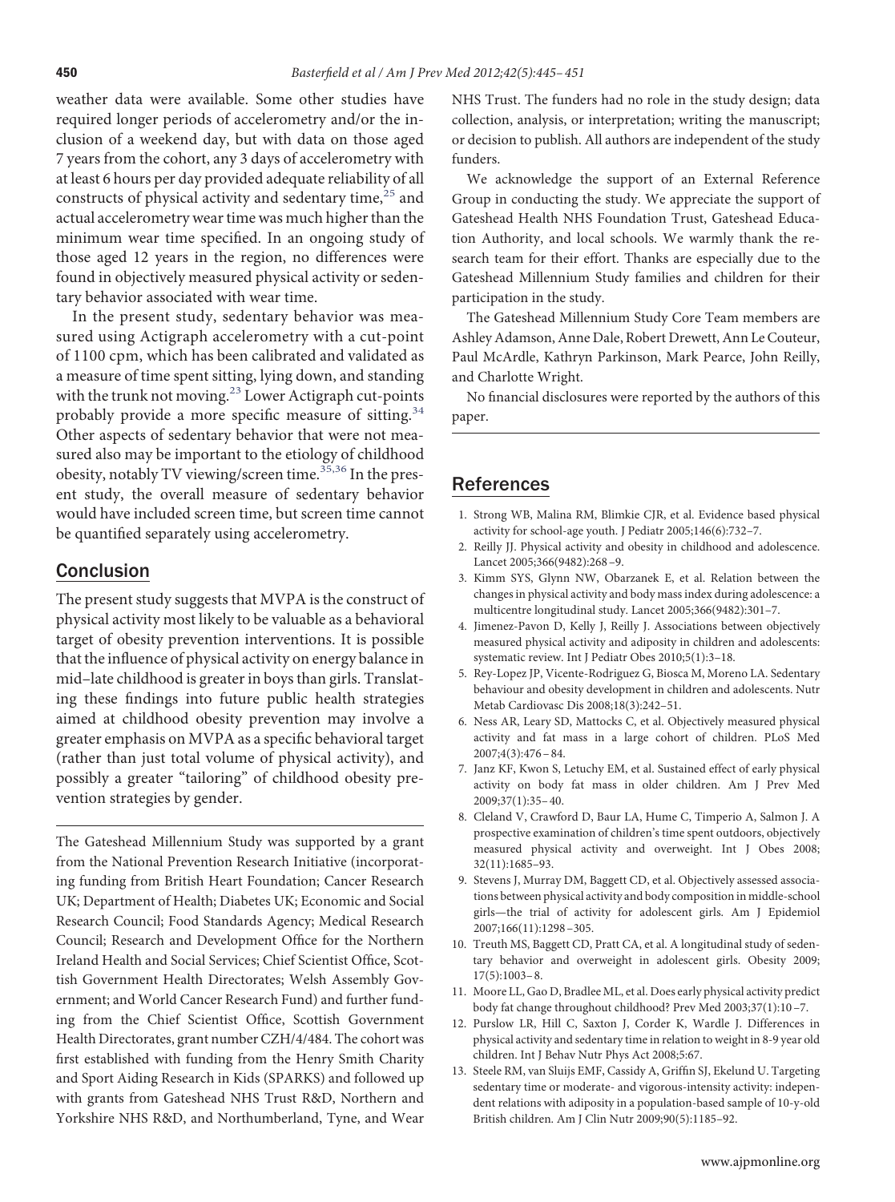weather data were available. Some other studies have required longer periods of accelerometry and/or the inclusion of a weekend day, but with data on those aged 7 years from the cohort, any 3 days of accelerometry with at least 6 hours per day provided adequate reliability of all constructs of physical activity and sedentary time,[25] and actual accelerometry wear time was much higher than the minimum wear time specified. In an ongoing study of those aged 12 years in the region, no differences were found in objectively measured physical activity or sedentary behavior associated with wear time.

In the present study, sedentary behavior was measured using Actigraph accelerometry with a cut-point of 1100 cpm, which has been calibrated and validated as a measure of time spent sitting, lying down, and standing with the trunk not moving.[23] Lower Actigraph cut-points probably provide a more specific measure of sitting.[34] Other aspects of sedentary behavior that were not measured also may be important to the etiology of childhood obesity, notably TV viewing/screen time.[35,36] In the present study, the overall measure of sedentary behavior would have included screen time, but screen time cannot be quantified separately using accelerometry.

## Conclusion

The present study suggests that MVPA is the construct of physical activity most likely to be valuable as a behavioral target of obesity prevention interventions. It is possible that the influence of physical activity on energy balance in mid–late childhood is greater in boys than girls. Translating these findings into future public health strategies aimed at childhood obesity prevention may involve a greater emphasis on MVPA as a specific behavioral target (rather than just total volume of physical activity), and possibly a greater "tailoring" of childhood obesity prevention strategies by gender.

---

The Gateshead Millennium Study was supported by a grant from the National Prevention Research Initiative (incorporating funding from British Heart Foundation; Cancer Research UK; Department of Health; Diabetes UK; Economic and Social Research Council; Food Standards Agency; Medical Research Council; Research and Development Office for the Northern Ireland Health and Social Services; Chief Scientist Office, Scottish Government Health Directorates; Welsh Assembly Government; and World Cancer Research Fund) and further funding from the Chief Scientist Office, Scottish Government Health Directorates, grant number CZH/4/484. The cohort was first established with funding from the Henry Smith Charity and Sport Aiding Research in Kids (SPARKS) and followed up with grants from Gateshead NHS Trust R&D, Northern and Yorkshire NHS R&D, and Northumberland, Tyne, and Wear NHS Trust. The funders had no role in the study design; data collection, analysis, or interpretation; writing the manuscript; or decision to publish. All authors are independent of the study funders.

We acknowledge the support of an External Reference Group in conducting the study. We appreciate the support of Gateshead Health NHS Foundation Trust, Gateshead Education Authority, and local schools. We warmly thank the research team for their effort. Thanks are especially due to the Gateshead Millennium Study families and children for their participation in the study.

The Gateshead Millennium Study Core Team members are Ashley Adamson, Anne Dale, Robert Drewett, Ann Le Couteur, Paul McArdle, Kathryn Parkinson, Mark Pearce, John Reilly, and Charlotte Wright.

No financial disclosures were reported by the authors of this paper.

---

## References

1. Strong WB, Malina RM, Blimkie CJR, et al. Evidence based physical activity for school-age youth. J Pediatr 2005;146(6):732–7.
2. Reilly JJ. Physical activity and obesity in childhood and adolescence. Lancet 2005;366(9482):268–9.
3. Kimm SYS, Glynn NW, Obarzanek E, et al. Relation between the changes in physical activity and body mass index during adolescence: a multicentre longitudinal study. Lancet 2005;366(9482):301–7.
4. Jimenez-Pavon D, Kelly J, Reilly J. Associations between objectively measured physical activity and adiposity in children and adolescents: systematic review. Int J Pediatr Obes 2010;5(1):3–18.
5. Rey-Lopez JP, Vicente-Rodriguez G, Biosca M, Moreno LA. Sedentary behaviour and obesity development in children and adolescents. Nutr Metab Cardiovasc Dis 2008;18(3):242–51.
6. Ness AR, Leary SD, Mattocks C, et al. Objectively measured physical activity and fat mass in a large cohort of children. PLoS Med 2007;4(3):476–84.
7. Janz KF, Kwon S, Letuchy EM, et al. Sustained effect of early physical activity on body fat mass in older children. Am J Prev Med 2009;37(1):35–40.
8. Cleland V, Crawford D, Baur LA, Hume C, Timperio A, Salmon J. A prospective examination of children's time spent outdoors, objectively measured physical activity and overweight. Int J Obes 2008; 32(11):1685–93.
9. Stevens J, Murray DM, Baggett CD, et al. Objectively assessed associations between physical activity and body composition in middle-school girls—the trial of activity for adolescent girls. Am J Epidemiol 2007;166(11):1298–305.
10. Treuth MS, Baggett CD, Pratt CA, et al. A longitudinal study of sedentary behavior and overweight in adolescent girls. Obesity 2009; 17(5):1003–8.
11. Moore LL, Gao D, Bradlee ML, et al. Does early physical activity predict body fat change throughout childhood? Prev Med 2003;37(1):10–7.
12. Purslow LR, Hill C, Saxton J, Corder K, Wardle J. Differences in physical activity and sedentary time in relation to weight in 8-9 year old children. Int J Behav Nutr Phys Act 2008;5:67.
13. Steele RM, van Sluijs EMF, Cassidy A, Griffin SJ, Ekelund U. Targeting sedentary time or moderate- and vigorous-intensity activity: independent relations with adiposity in a population-based sample of 10-y-old British children. Am J Clin Nutr 2009;90(5):1185–92.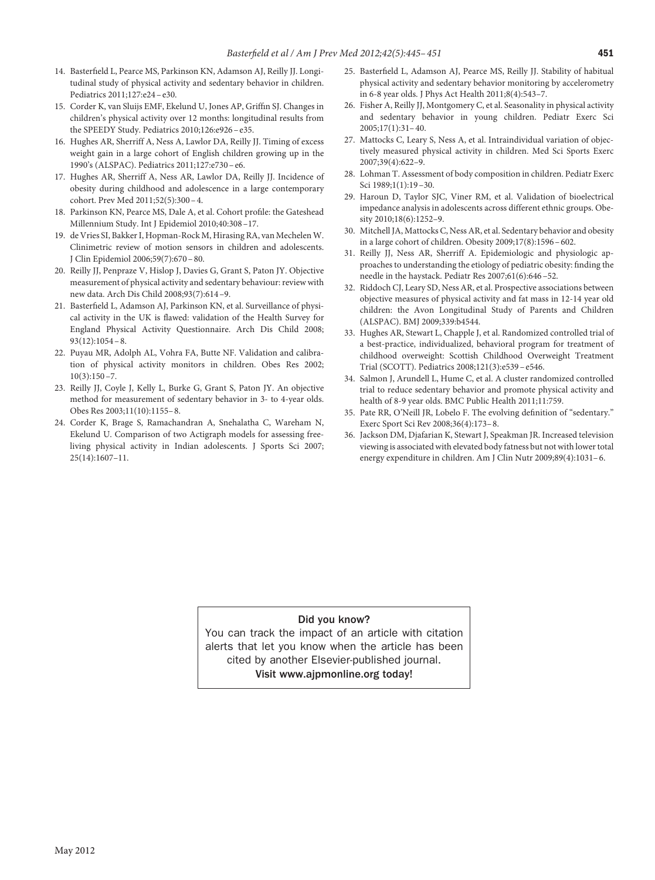14. Basterfield L, Pearce MS, Parkinson KN, Adamson AJ, Reilly JJ. Longitudinal study of physical activity and sedentary behavior in children. Pediatrics 2011;127:e24–e30.
15. Corder K, van Sluijs EMF, Ekelund U, Jones AP, Griffin SJ. Changes in children's physical activity over 12 months: longitudinal results from the SPEEDY Study. Pediatrics 2010;126:e926–e35.
16. Hughes AR, Sherriff A, Ness A, Lawlor DA, Reilly JJ. Timing of excess weight gain in a large cohort of English children growing up in the 1990's (ALSPAC). Pediatrics 2011;127:e730–e6.
17. Hughes AR, Sherriff A, Ness AR, Lawlor DA, Reilly JJ. Incidence of obesity during childhood and adolescence in a large contemporary cohort. Prev Med 2011;52(5):300–4.
18. Parkinson KN, Pearce MS, Dale A, et al. Cohort profile: the Gateshead Millennium Study. Int J Epidemiol 2010;40:308–17.
19. de Vries SI, Bakker I, Hopman-Rock M, Hirasing RA, van Mechelen W. Clinimetric review of motion sensors in children and adolescents. J Clin Epidemiol 2006;59(7):670–80.
20. Reilly JJ, Penpraze V, Hislop J, Davies G, Grant S, Paton JY. Objective measurement of physical activity and sedentary behaviour: review with new data. Arch Dis Child 2008;93(7):614–9.
21. Basterfield L, Adamson AJ, Parkinson KN, et al. Surveillance of physical activity in the UK is flawed: validation of the Health Survey for England Physical Activity Questionnaire. Arch Dis Child 2008; 93(12):1054–8.
22. Puyau MR, Adolph AL, Vohra FA, Butte NF. Validation and calibration of physical activity monitors in children. Obes Res 2002; 10(3):150–7.
23. Reilly JJ, Coyle J, Kelly L, Burke G, Grant S, Paton JY. An objective method for measurement of sedentary behavior in 3- to 4-year olds. Obes Res 2003;11(10):1155–8.
24. Corder K, Brage S, Ramachandran A, Snehalatha C, Wareham N, Ekelund U. Comparison of two Actigraph models for assessing free-living physical activity in Indian adolescents. J Sports Sci 2007; 25(14):1607–11.
25. Basterfield L, Adamson AJ, Pearce MS, Reilly JJ. Stability of habitual physical activity and sedentary behavior monitoring by accelerometry in 6-8 year olds. J Phys Act Health 2011;8(4):543–7.
26. Fisher A, Reilly JJ, Montgomery C, et al. Seasonality in physical activity and sedentary behavior in young children. Pediatr Exerc Sci 2005;17(1):31–40.
27. Mattocks C, Leary S, Ness A, et al. Intraindividual variation of objectively measured physical activity in children. Med Sci Sports Exerc 2007;39(4):622–9.
28. Lohman T. Assessment of body composition in children. Pediatr Exerc Sci 1989;1(1):19–30.
29. Haroun D, Taylor SJC, Viner RM, et al. Validation of bioelectrical impedance analysis in adolescents across different ethnic groups. Obesity 2010;18(6):1252–9.
30. Mitchell JA, Mattocks C, Ness AR, et al. Sedentary behavior and obesity in a large cohort of children. Obesity 2009;17(8):1596–602.
31. Reilly JJ, Ness AR, Sherriff A. Epidemiologic and physiologic approaches to understanding the etiology of pediatric obesity: finding the needle in the haystack. Pediatr Res 2007;61(6):646–52.
32. Riddoch CJ, Leary SD, Ness AR, et al. Prospective associations between objective measures of physical activity and fat mass in 12-14 year old children: the Avon Longitudinal Study of Parents and Children (ALSPAC). BMJ 2009;339:b4544.
33. Hughes AR, Stewart L, Chapple J, et al. Randomized controlled trial of a best-practice, individualized, behavioral program for treatment of childhood overweight: Scottish Childhood Overweight Treatment Trial (SCOTT). Pediatrics 2008;121(3):e539–e546.
34. Salmon J, Arundell L, Hume C, et al. A cluster randomized controlled trial to reduce sedentary behavior and promote physical activity and health of 8-9 year olds. BMC Public Health 2011;11:759.
35. Pate RR, O'Neill JR, Lobelo F. The evolving definition of "sedentary." Exerc Sport Sci Rev 2008;36(4):173–8.
36. Jackson DM, Djafarian K, Stewart J, Speakman JR. Increased television viewing is associated with elevated body fatness but not with lower total energy expenditure in children. Am J Clin Nutr 2009;89(4):1031–6.

**Did you know?**

You can track the impact of an article with citation alerts that let you know when the article has been cited by another Elsevier-published journal.

**Visit www.ajpmonline.org today!**